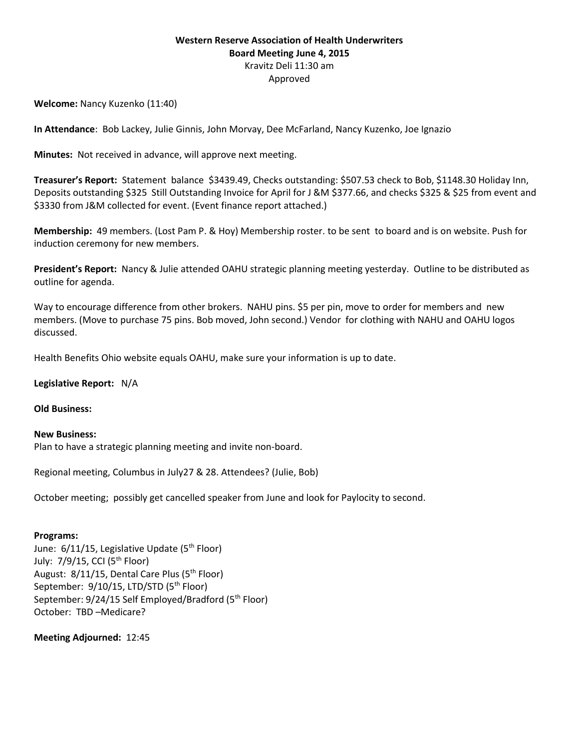**Western Reserve Association of Health Underwriters**
**Board Meeting June 4, 2015**
Kravitz Deli 11:30 am
Approved

**Welcome:** Nancy Kuzenko (11:40)

**In Attendance**: Bob Lackey, Julie Ginnis, John Morvay, Dee McFarland, Nancy Kuzenko, Joe Ignazio

**Minutes:** Not received in advance, will approve next meeting.

**Treasurer's Report:** Statement balance $3439.49, Checks outstanding: $507.53 check to Bob, $1148.30 Holiday Inn, Deposits outstanding $325 Still Outstanding Invoice for April for J &M $377.66, and checks $325 & $25 from event and $3330 from J&M collected for event. (Event finance report attached.)

**Membership:** 49 members. (Lost Pam P. & Hoy) Membership roster. to be sent to board and is on website. Push for induction ceremony for new members.

**President's Report:** Nancy & Julie attended OAHU strategic planning meeting yesterday. Outline to be distributed as outline for agenda.

Way to encourage difference from other brokers. NAHU pins. $5 per pin, move to order for members and new members. (Move to purchase 75 pins. Bob moved, John second.) Vendor for clothing with NAHU and OAHU logos discussed.

Health Benefits Ohio website equals OAHU, make sure your information is up to date.

**Legislative Report:** N/A

**Old Business:**

**New Business:**
Plan to have a strategic planning meeting and invite non-board.

Regional meeting, Columbus in July27 & 28. Attendees? (Julie, Bob)

October meeting; possibly get cancelled speaker from June and look for Paylocity to second.

**Programs:**
June: 6/11/15, Legislative Update (5th Floor)
July: 7/9/15, CCI (5th Floor)
August: 8/11/15, Dental Care Plus (5th Floor)
September: 9/10/15, LTD/STD (5th Floor)
September: 9/24/15 Self Employed/Bradford (5th Floor)
October: TBD –Medicare?

**Meeting Adjourned:** 12:45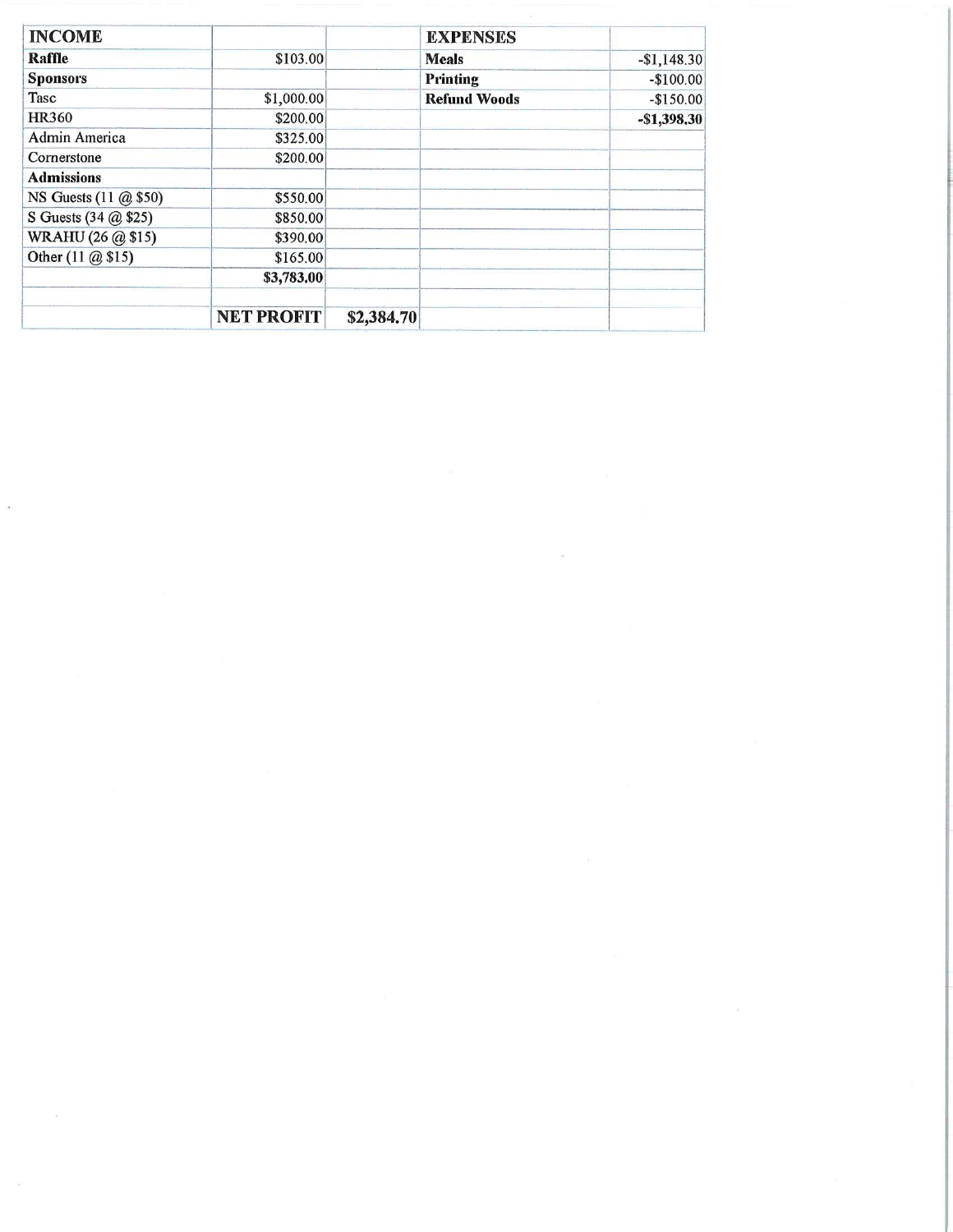| INCOME | | | EXPENSES | |
|---|---|---|---|---|
| **Raffle** | $103.00 | | **Meals** | -$1,148.30 |
| **Sponsors** | | | **Printing** | -$100.00 |
| Tasc | $1,000.00 | | **Refund Woods** | -$150.00 |
| HR360 | $200.00 | | | **-$1,398.30** |
| Admin America | $325.00 | | | |
| Cornerstone | $200.00 | | | |
| **Admissions** | | | | |
| NS Guests (11 @ $50) | $550.00 | | | |
| S Guests (34 @ $25) | $850.00 | | | |
| WRAHU (26 @ $15) | $390.00 | | | |
| Other (11 @ $15) | $165.00 | | | |
| | **$3,783.00** | | | |
| | | | | |
| | **NET PROFIT** | **$2,384.70** | | |